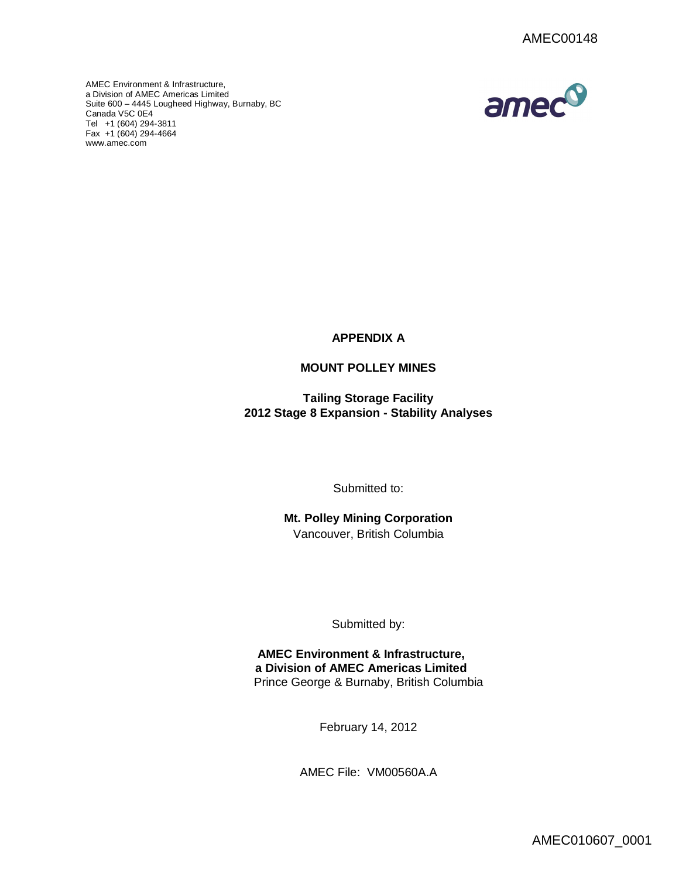AMEC00148

AMEC Environment & Infrastructure,
a Division of AMEC Americas Limited
Suite 600 – 4445 Lougheed Highway, Burnaby, BC
Canada V5C 0E4
Tel +1 (604) 294-3811
Fax +1 (604) 294-4664
www.amec.com

# APPENDIX A

## MOUNT POLLEY MINES

### Tailing Storage Facility
### 2012 Stage 8 Expansion - Stability Analyses

Submitted to:

**Mt. Polley Mining Corporation**
Vancouver, British Columbia

Submitted by:

**AMEC Environment & Infrastructure,**
**a Division of AMEC Americas Limited**
Prince George & Burnaby, British Columbia

February 14, 2012

AMEC File: VM00560A.A

AMEC010607_0001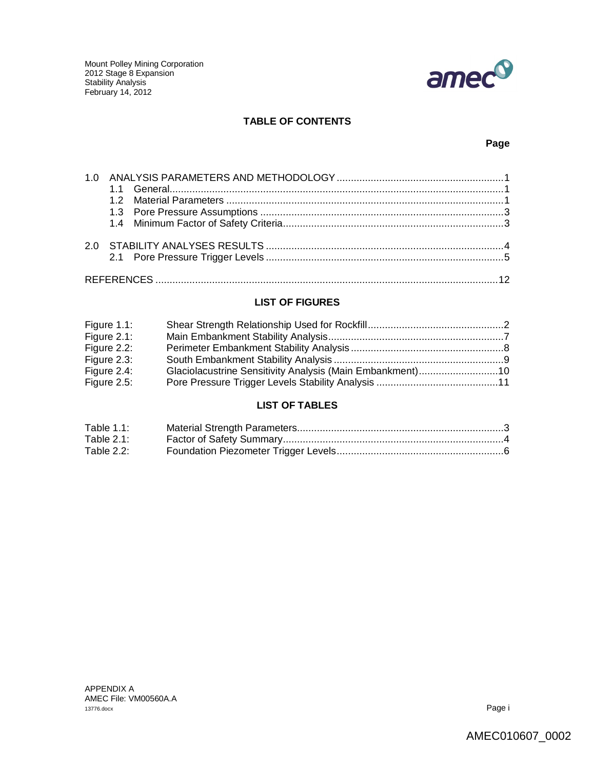## TABLE OF CONTENTS

**Page**

1.0 ANALYSIS PARAMETERS AND METHODOLOGY ....................................................... 1
- 1.1 General ........................................................................................................ 1
- 1.2 Material Parameters ..................................................................................... 1
- 1.3 Pore Pressure Assumptions ......................................................................... 3
- 1.4 Minimum Factor of Safety Criteria................................................................. 3

2.0 STABILITY ANALYSES RESULTS ...................................................................... 4
- 2.1 Pore Pressure Trigger Levels ....................................................................... 5

REFERENCES ........................................................................................................ 12

## LIST OF FIGURES

Figure 1.1: Shear Strength Relationship Used for Rockfill ................................................. 2
Figure 2.1: Main Embankment Stability Analysis ............................................................... 7
Figure 2.2: Perimeter Embankment Stability Analysis ....................................................... 8
Figure 2.3: South Embankment Stability Analysis ............................................................. 9
Figure 2.4: Glaciolacustrine Sensitivity Analysis (Main Embankment) .............................. 10
Figure 2.5: Pore Pressure Trigger Levels Stability Analysis ............................................. 11

## LIST OF TABLES

Table 1.1: Material Strength Parameters ........................................................................... 3
Table 2.1: Factor of Safety Summary ................................................................................ 4
Table 2.2: Foundation Piezometer Trigger Levels .............................................................. 6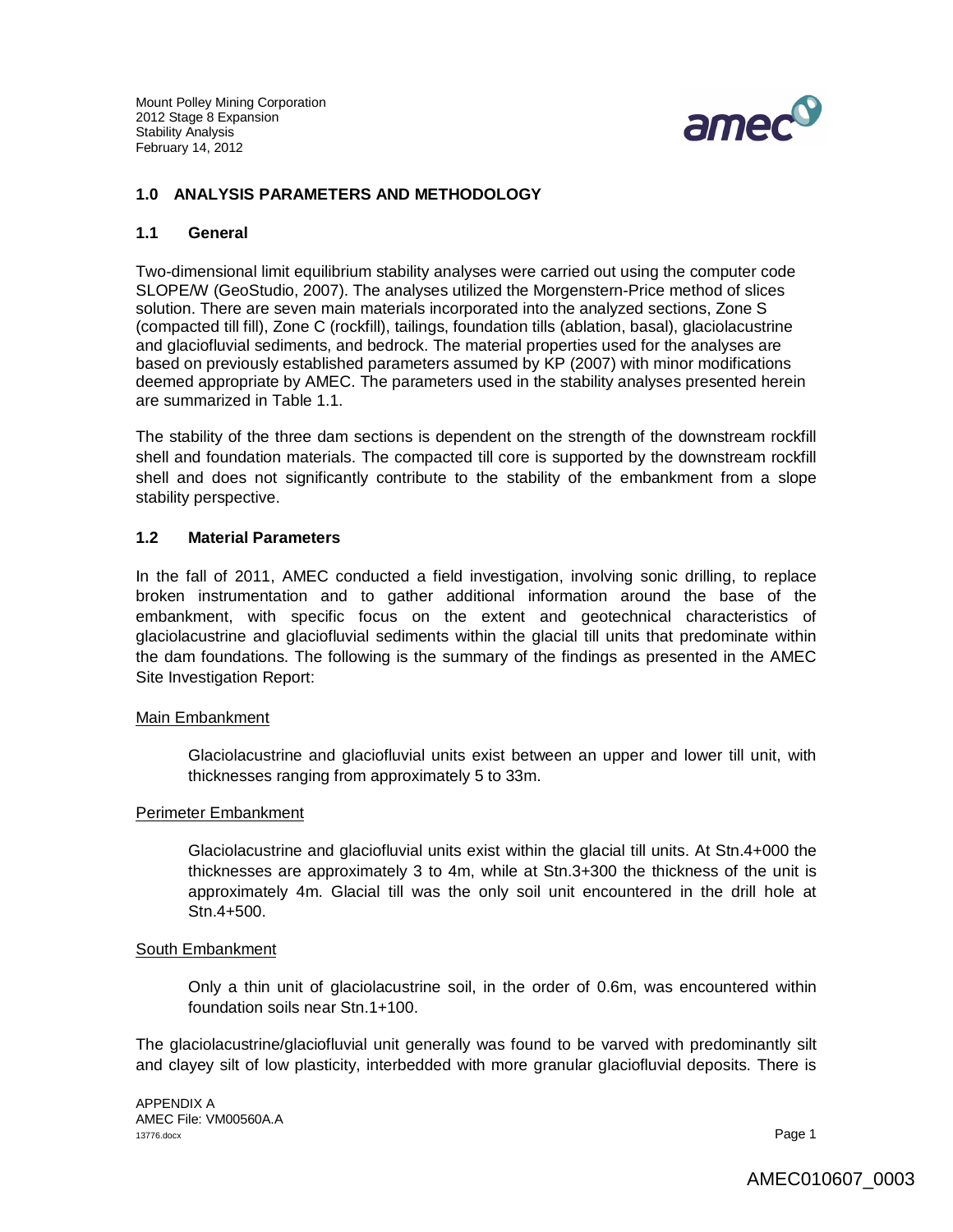## 1.0 ANALYSIS PARAMETERS AND METHODOLOGY

### 1.1 General

Two-dimensional limit equilibrium stability analyses were carried out using the computer code SLOPE/W (GeoStudio, 2007). The analyses utilized the Morgenstern-Price method of slices solution. There are seven main materials incorporated into the analyzed sections, Zone S (compacted till fill), Zone C (rockfill), tailings, foundation tills (ablation, basal), glaciolacustrine and glaciofluvial sediments, and bedrock. The material properties used for the analyses are based on previously established parameters assumed by KP (2007) with minor modifications deemed appropriate by AMEC. The parameters used in the stability analyses presented herein are summarized in Table 1.1.

The stability of the three dam sections is dependent on the strength of the downstream rockfill shell and foundation materials. The compacted till core is supported by the downstream rockfill shell and does not significantly contribute to the stability of the embankment from a slope stability perspective.

### 1.2 Material Parameters

In the fall of 2011, AMEC conducted a field investigation, involving sonic drilling, to replace broken instrumentation and to gather additional information around the base of the embankment, with specific focus on the extent and geotechnical characteristics of glaciolacustrine and glaciofluvial sediments within the glacial till units that predominate within the dam foundations. The following is the summary of the findings as presented in the AMEC Site Investigation Report:

Main Embankment

> Glaciolacustrine and glaciofluvial units exist between an upper and lower till unit, with thicknesses ranging from approximately 5 to 33m.

Perimeter Embankment

> Glaciolacustrine and glaciofluvial units exist within the glacial till units. At Stn.4+000 the thicknesses are approximately 3 to 4m, while at Stn.3+300 the thickness of the unit is approximately 4m. Glacial till was the only soil unit encountered in the drill hole at Stn.4+500.

South Embankment

> Only a thin unit of glaciolacustrine soil, in the order of 0.6m, was encountered within foundation soils near Stn.1+100.

The glaciolacustrine/glaciofluvial unit generally was found to be varved with predominantly silt and clayey silt of low plasticity, interbedded with more granular glaciofluvial deposits. There is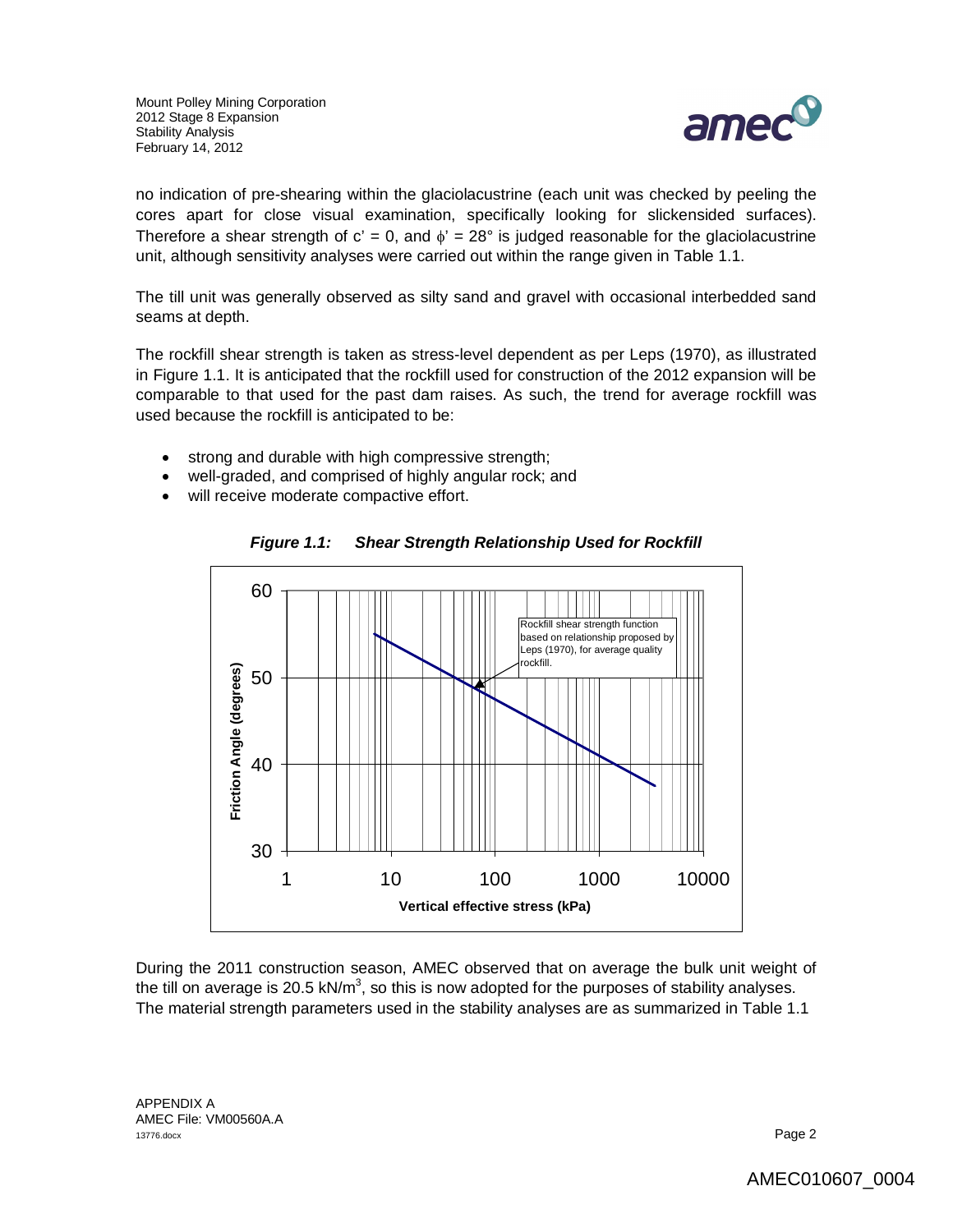no indication of pre-shearing within the glaciolacustrine (each unit was checked by peeling the cores apart for close visual examination, specifically looking for slickensided surfaces). Therefore a shear strength of c' = 0, and $\phi'$ = 28° is judged reasonable for the glaciolacustrine unit, although sensitivity analyses were carried out within the range given in Table 1.1.

The till unit was generally observed as silty sand and gravel with occasional interbedded sand seams at depth.

The rockfill shear strength is taken as stress-level dependent as per Leps (1970), as illustrated in Figure 1.1. It is anticipated that the rockfill used for construction of the 2012 expansion will be comparable to that used for the past dam raises. As such, the trend for average rockfill was used because the rockfill is anticipated to be:

- strong and durable with high compressive strength;
- well-graded, and comprised of highly angular rock; and
- will receive moderate compactive effort.

***Figure 1.1: Shear Strength Relationship Used for Rockfill***

During the 2011 construction season, AMEC observed that on average the bulk unit weight of the till on average is 20.5 kN/m$^3$, so this is now adopted for the purposes of stability analyses. The material strength parameters used in the stability analyses are as summarized in Table 1.1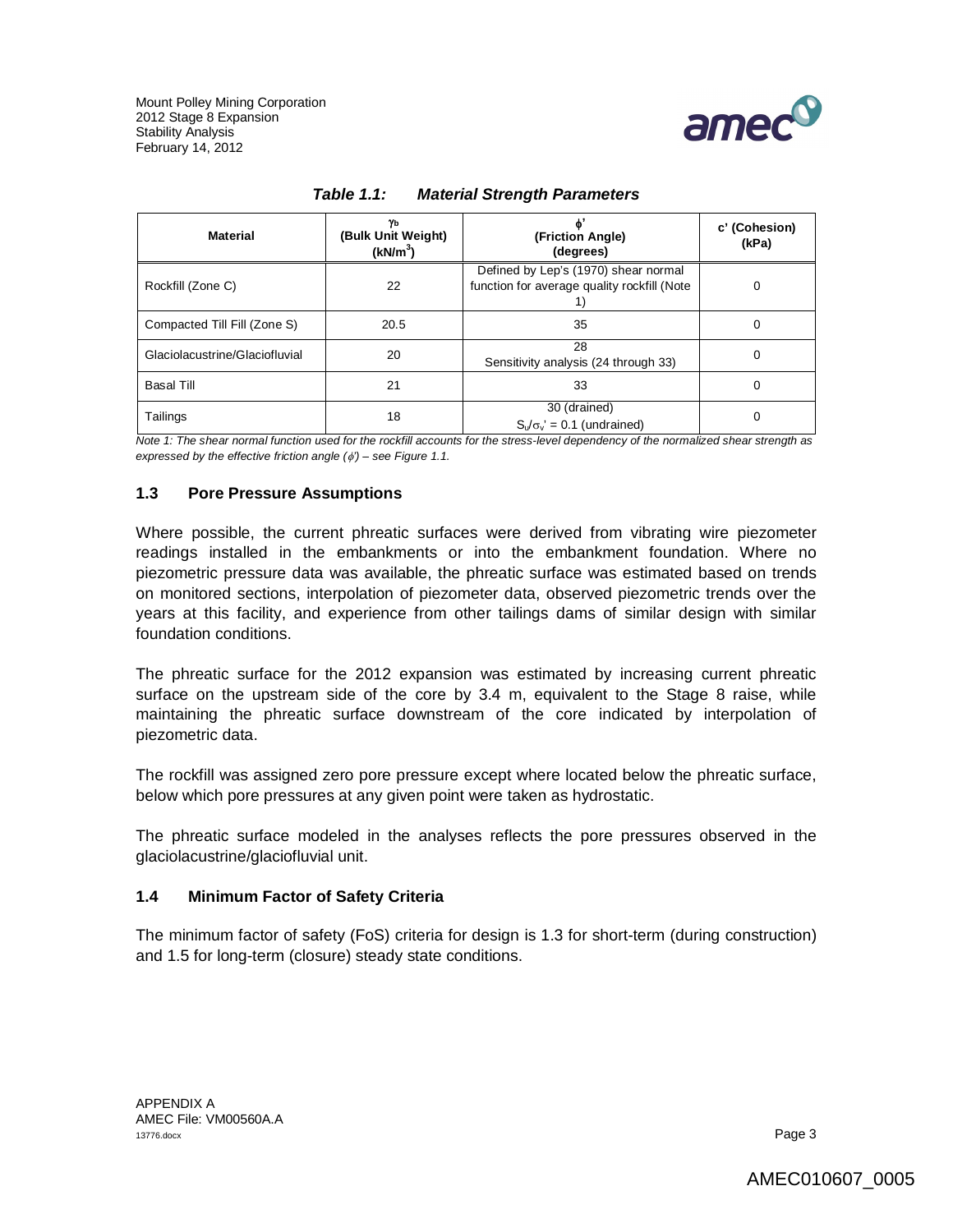*Table 1.1: Material Strength Parameters*

| Material | $\gamma_b$ (Bulk Unit Weight) (kN/m$^3$) | $\phi'$ (Friction Angle) (degrees) | c' (Cohesion) (kPa) |
|---|---|---|---|
| Rockfill (Zone C) | 22 | Defined by Lep's (1970) shear normal function for average quality rockfill (Note 1) | 0 |
| Compacted Till Fill (Zone S) | 20.5 | 35 | 0 |
| Glaciolacustrine/Glaciofluvial | 20 | 28 Sensitivity analysis (24 through 33) | 0 |
| Basal Till | 21 | 33 | 0 |
| Tailings | 18 | 30 (drained) $S_u/\sigma_v'$ = 0.1 (undrained) | 0 |

*Note 1: The shear normal function used for the rockfill accounts for the stress-level dependency of the normalized shear strength as expressed by the effective friction angle ($\phi'$) – see Figure 1.1.*

### 1.3 Pore Pressure Assumptions

Where possible, the current phreatic surfaces were derived from vibrating wire piezometer readings installed in the embankments or into the embankment foundation. Where no piezometric pressure data was available, the phreatic surface was estimated based on trends on monitored sections, interpolation of piezometer data, observed piezometric trends over the years at this facility, and experience from other tailings dams of similar design with similar foundation conditions.

The phreatic surface for the 2012 expansion was estimated by increasing current phreatic surface on the upstream side of the core by 3.4 m, equivalent to the Stage 8 raise, while maintaining the phreatic surface downstream of the core indicated by interpolation of piezometric data.

The rockfill was assigned zero pore pressure except where located below the phreatic surface, below which pore pressures at any given point were taken as hydrostatic.

The phreatic surface modeled in the analyses reflects the pore pressures observed in the glaciolacustrine/glaciofluvial unit.

### 1.4 Minimum Factor of Safety Criteria

The minimum factor of safety (FoS) criteria for design is 1.3 for short-term (during construction) and 1.5 for long-term (closure) steady state conditions.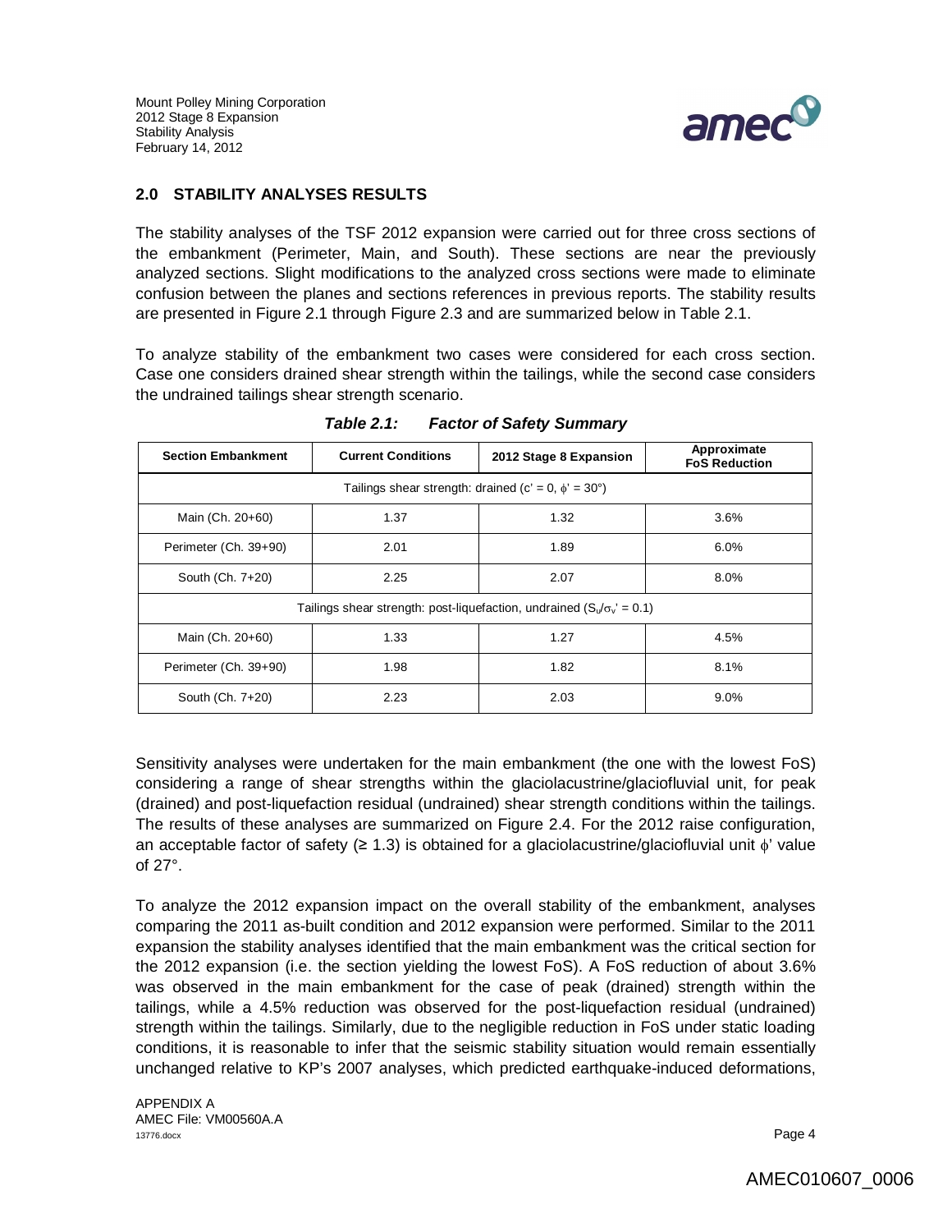## 2.0 STABILITY ANALYSES RESULTS

The stability analyses of the TSF 2012 expansion were carried out for three cross sections of the embankment (Perimeter, Main, and South). These sections are near the previously analyzed sections. Slight modifications to the analyzed cross sections were made to eliminate confusion between the planes and sections references in previous reports. The stability results are presented in Figure 2.1 through Figure 2.3 and are summarized below in Table 2.1.

To analyze stability of the embankment two cases were considered for each cross section. Case one considers drained shear strength within the tailings, while the second case considers the undrained tailings shear strength scenario.

***Table 2.1: Factor of Safety Summary***

| Section Embankment | Current Conditions | 2012 Stage 8 Expansion | Approximate FoS Reduction |
|---|---|---|---|
| Tailings shear strength: drained ($c' = 0$, $\phi' = 30°$) | | | |
| Main (Ch. 20+60) | 1.37 | 1.32 | 3.6% |
| Perimeter (Ch. 39+90) | 2.01 | 1.89 | 6.0% |
| South (Ch. 7+20) | 2.25 | 2.07 | 8.0% |
| Tailings shear strength: post-liquefaction, undrained ($S_u/\sigma_v' = 0.1$) | | | |
| Main (Ch. 20+60) | 1.33 | 1.27 | 4.5% |
| Perimeter (Ch. 39+90) | 1.98 | 1.82 | 8.1% |
| South (Ch. 7+20) | 2.23 | 2.03 | 9.0% |

Sensitivity analyses were undertaken for the main embankment (the one with the lowest FoS) considering a range of shear strengths within the glaciolacustrine/glaciofluvial unit, for peak (drained) and post-liquefaction residual (undrained) shear strength conditions within the tailings. The results of these analyses are summarized on Figure 2.4. For the 2012 raise configuration, an acceptable factor of safety (≥ 1.3) is obtained for a glaciolacustrine/glaciofluvial unit $\phi'$ value of 27°.

To analyze the 2012 expansion impact on the overall stability of the embankment, analyses comparing the 2011 as-built condition and 2012 expansion were performed. Similar to the 2011 expansion the stability analyses identified that the main embankment was the critical section for the 2012 expansion (i.e. the section yielding the lowest FoS). A FoS reduction of about 3.6% was observed in the main embankment for the case of peak (drained) strength within the tailings, while a 4.5% reduction was observed for the post-liquefaction residual (undrained) strength within the tailings. Similarly, due to the negligible reduction in FoS under static loading conditions, it is reasonable to infer that the seismic stability situation would remain essentially unchanged relative to KP's 2007 analyses, which predicted earthquake-induced deformations,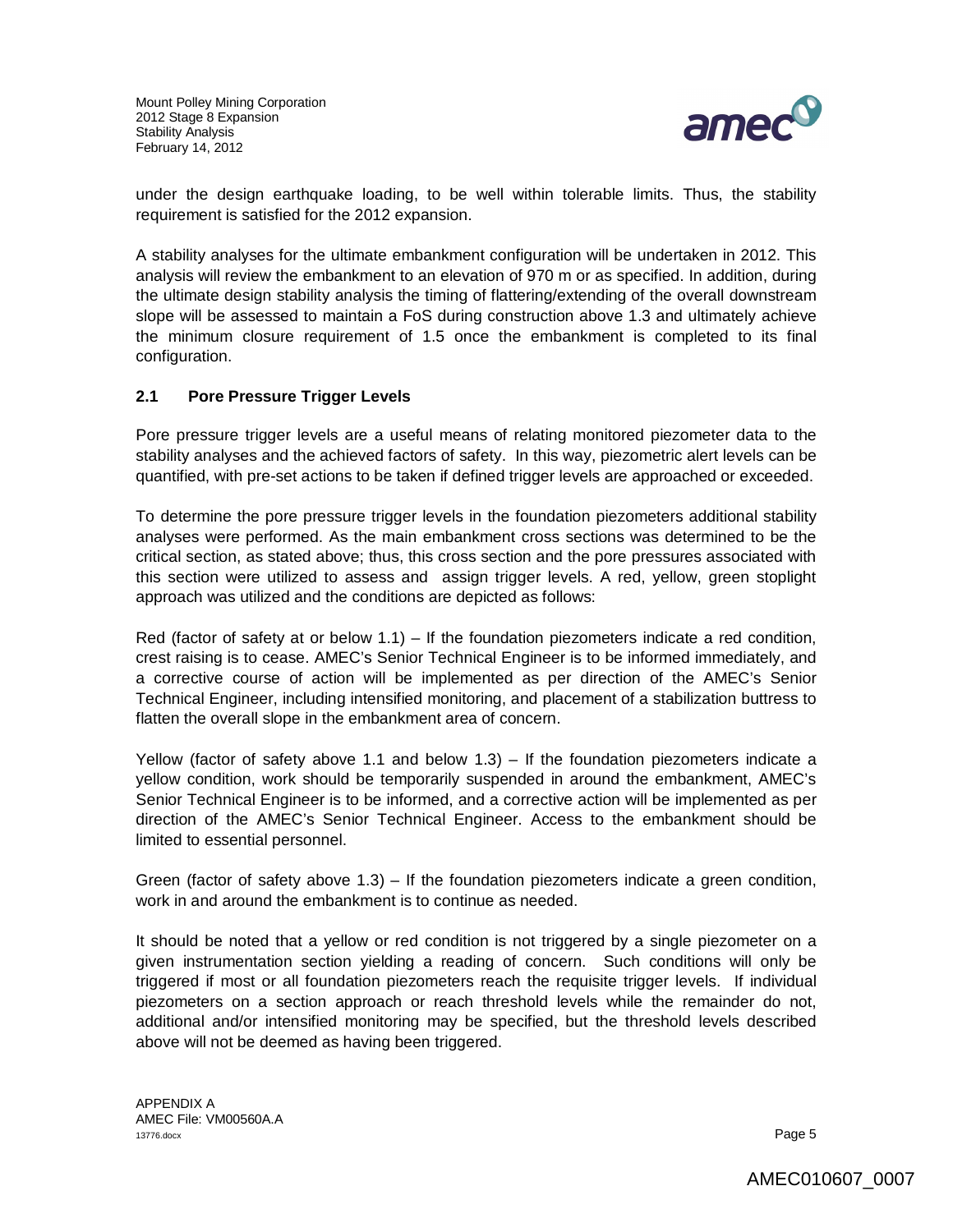under the design earthquake loading, to be well within tolerable limits. Thus, the stability requirement is satisfied for the 2012 expansion.

A stability analyses for the ultimate embankment configuration will be undertaken in 2012. This analysis will review the embankment to an elevation of 970 m or as specified. In addition, during the ultimate design stability analysis the timing of flattering/extending of the overall downstream slope will be assessed to maintain a FoS during construction above 1.3 and ultimately achieve the minimum closure requirement of 1.5 once the embankment is completed to its final configuration.

## 2.1 Pore Pressure Trigger Levels

Pore pressure trigger levels are a useful means of relating monitored piezometer data to the stability analyses and the achieved factors of safety. In this way, piezometric alert levels can be quantified, with pre-set actions to be taken if defined trigger levels are approached or exceeded.

To determine the pore pressure trigger levels in the foundation piezometers additional stability analyses were performed. As the main embankment cross sections was determined to be the critical section, as stated above; thus, this cross section and the pore pressures associated with this section were utilized to assess and assign trigger levels. A red, yellow, green stoplight approach was utilized and the conditions are depicted as follows:

Red (factor of safety at or below 1.1) – If the foundation piezometers indicate a red condition, crest raising is to cease. AMEC's Senior Technical Engineer is to be informed immediately, and a corrective course of action will be implemented as per direction of the AMEC's Senior Technical Engineer, including intensified monitoring, and placement of a stabilization buttress to flatten the overall slope in the embankment area of concern.

Yellow (factor of safety above 1.1 and below 1.3) – If the foundation piezometers indicate a yellow condition, work should be temporarily suspended in around the embankment, AMEC's Senior Technical Engineer is to be informed, and a corrective action will be implemented as per direction of the AMEC's Senior Technical Engineer. Access to the embankment should be limited to essential personnel.

Green (factor of safety above 1.3) – If the foundation piezometers indicate a green condition, work in and around the embankment is to continue as needed.

It should be noted that a yellow or red condition is not triggered by a single piezometer on a given instrumentation section yielding a reading of concern. Such conditions will only be triggered if most or all foundation piezometers reach the requisite trigger levels. If individual piezometers on a section approach or reach threshold levels while the remainder do not, additional and/or intensified monitoring may be specified, but the threshold levels described above will not be deemed as having been triggered.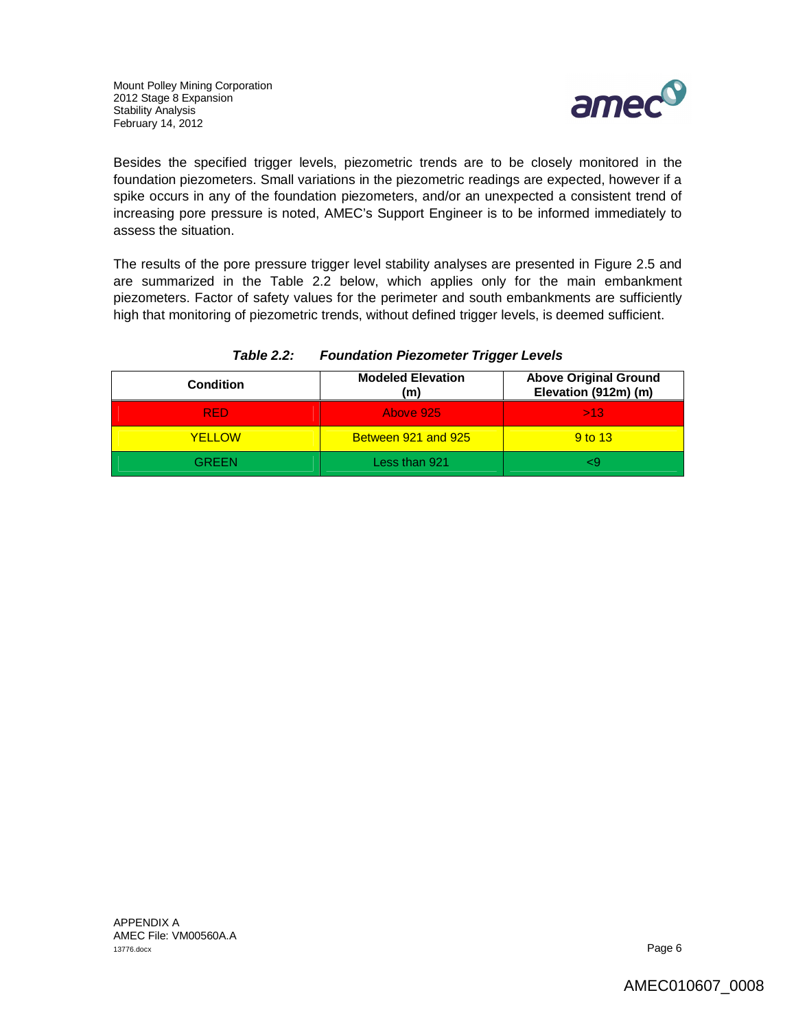Besides the specified trigger levels, piezometric trends are to be closely monitored in the foundation piezometers. Small variations in the piezometric readings are expected, however if a spike occurs in any of the foundation piezometers, and/or an unexpected a consistent trend of increasing pore pressure is noted, AMEC's Support Engineer is to be informed immediately to assess the situation.

The results of the pore pressure trigger level stability analyses are presented in Figure 2.5 and are summarized in the Table 2.2 below, which applies only for the main embankment piezometers. Factor of safety values for the perimeter and south embankments are sufficiently high that monitoring of piezometric trends, without defined trigger levels, is deemed sufficient.

***Table 2.2: Foundation Piezometer Trigger Levels***

| Condition | Modeled Elevation (m) | Above Original Ground Elevation (912m) (m) |
|---|---|---|
| RED | Above 925 | >13 |
| YELLOW | Between 921 and 925 | 9 to 13 |
| GREEN | Less than 921 | <9 |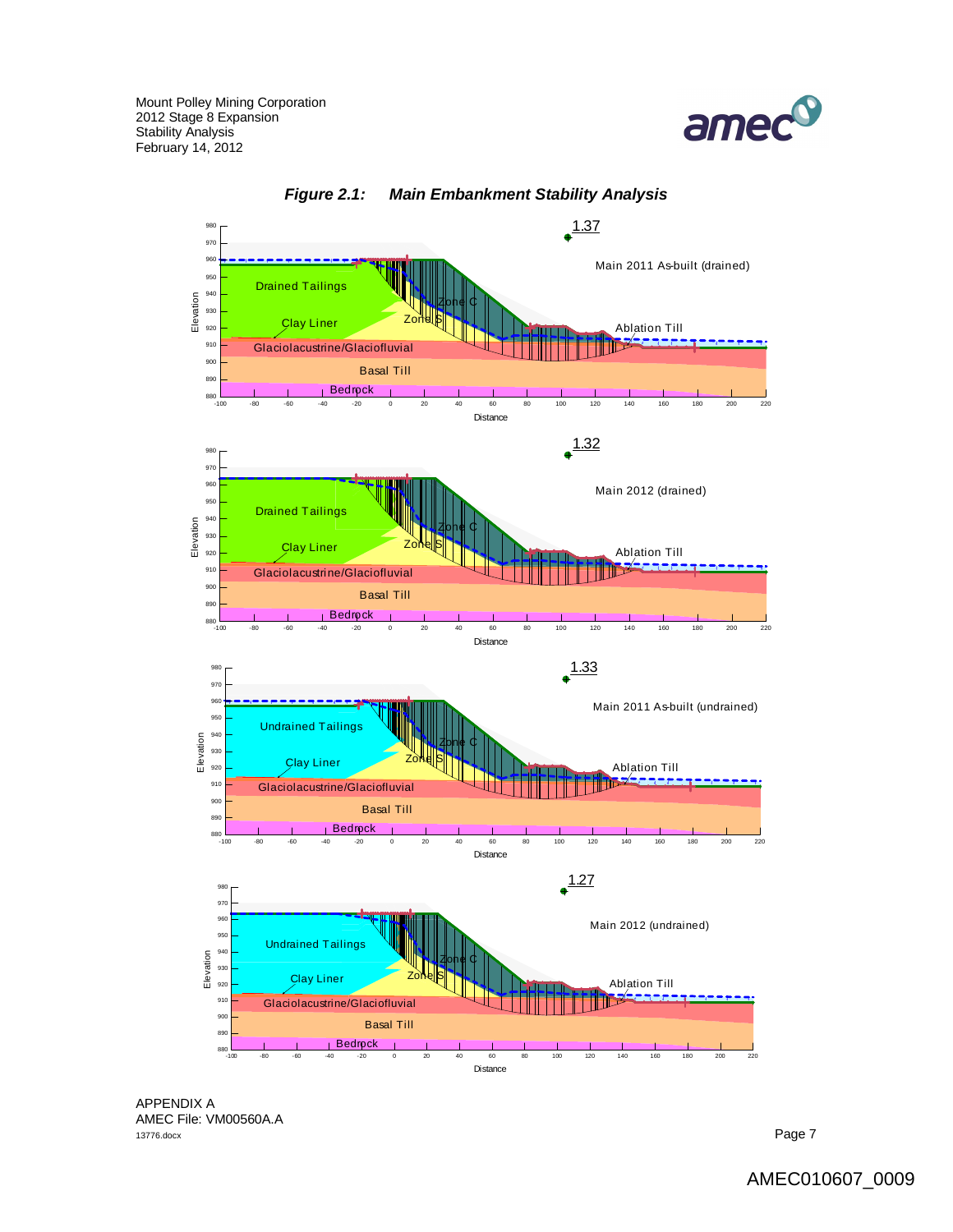*Figure 2.1: Main Embankment Stability Analysis*

1.37

Main 2011 As-built (drained)

Drained Tailings
Clay Liner
Zone C
Zone S
Ablation Till
Glaciolacustrine/Glaciofluvial
Basal Till
Bedrock

1.32

Main 2012 (drained)

Drained Tailings
Clay Liner
Zone C
Zone S
Ablation Till
Glaciolacustrine/Glaciofluvial
Basal Till
Bedrock

1.33

Main 2011 As-built (undrained)

Undrained Tailings
Clay Liner
Zone C
Zone S
Ablation Till
Glaciolacustrine/Glaciofluvial
Basal Till
Bedrock

1.27

Main 2012 (undrained)

Undrained Tailings
Clay Liner
Zone C
Zone S
Ablation Till
Glaciolacustrine/Glaciofluvial
Basal Till
Bedrock

APPENDIX A
AMEC File: VM00560A.A
13776.docx

AMEC010607_0009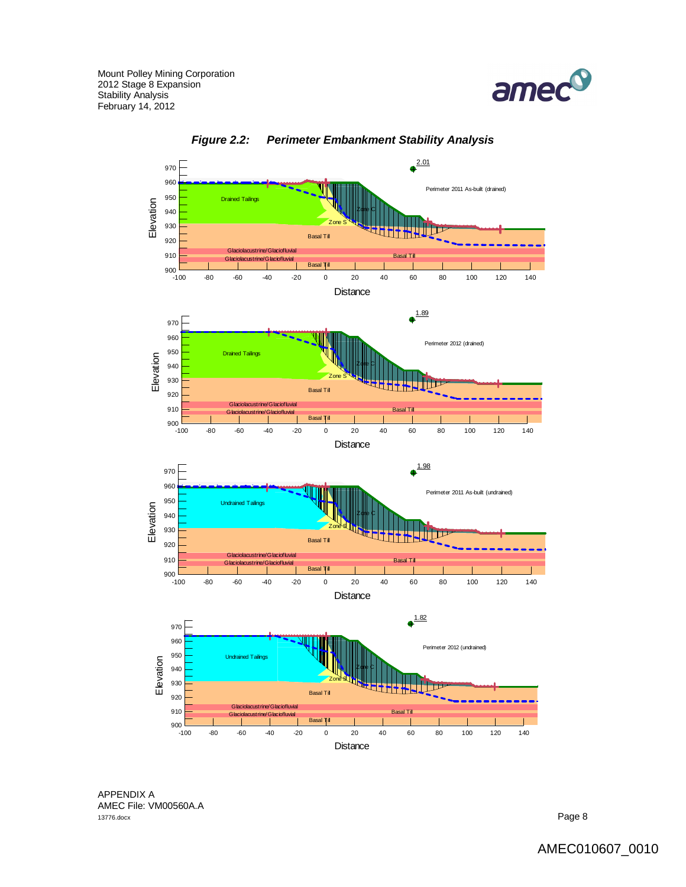*Figure 2.2: Perimeter Embankment Stability Analysis*

2.01

Perimeter 2011 As-built (drained)

Drained Tailings

Zone C

Zone S

Basal Till

Glaciolacustrine/Glaciofluvial

Glaciolacustrine/Glaciofluvial

Basal Till

Basal Till

1.89

Perimeter 2012 (drained)

Drained Tailings

Zone C

Zone S

Basal Till

Glaciolacustrine/Glaciofluvial

Glaciolacustrine/Glaciofluvial

Basal Till

Basal Till

1.98

Perimeter 2011 As-built (undrained)

Undrained Tailings

Zone C

Zone S

Basal Till

Glaciolacustrine/Glaciofluvial

Glaciolacustrine/Glaciofluvial

Basal Till

Basal Till

1.82

Perimeter 2012 (undrained)

Undrained Tailings

Zone C

Zone S

Basal Till

Glaciolacustrine/Glaciofluvial

Glaciolacustrine/Glaciofluvial

Basal Till

Basal Till

APPENDIX A
AMEC File: VM00560A.A
13776.docx

AMEC010607_0010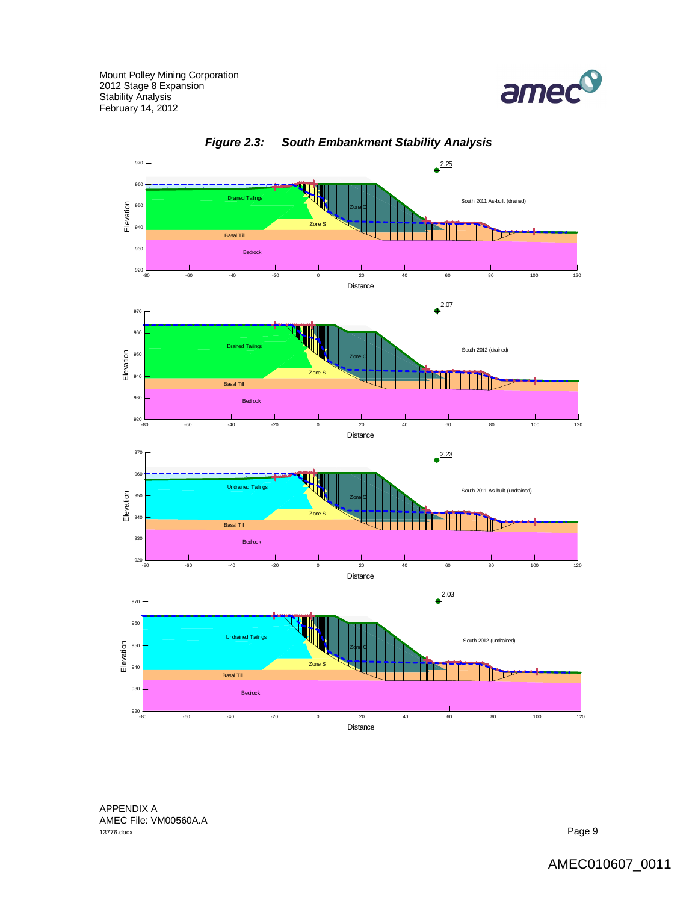## *Figure 2.3: South Embankment Stability Analysis*

2.25

Drained Tailings

Zone C

Zone S

Basal Till

Bedrock

South 2011 As-built (drained)

Elevation

Distance

2.07

Drained Tailings

Zone C

Zone S

Basal Till

Bedrock

South 2012 (drained)

Elevation

Distance

2.23

Undrained Tailings

Zone C

Zone S

Basal Till

Bedrock

South 2011 As-built (undrained)

Elevation

Distance

2.03

Undrained Tailings

Zone C

Zone S

Basal Till

Bedrock

South 2012 (undrained)

Elevation

Distance

APPENDIX A
AMEC File: VM00560A.A
13776.docx

AMEC010607_0011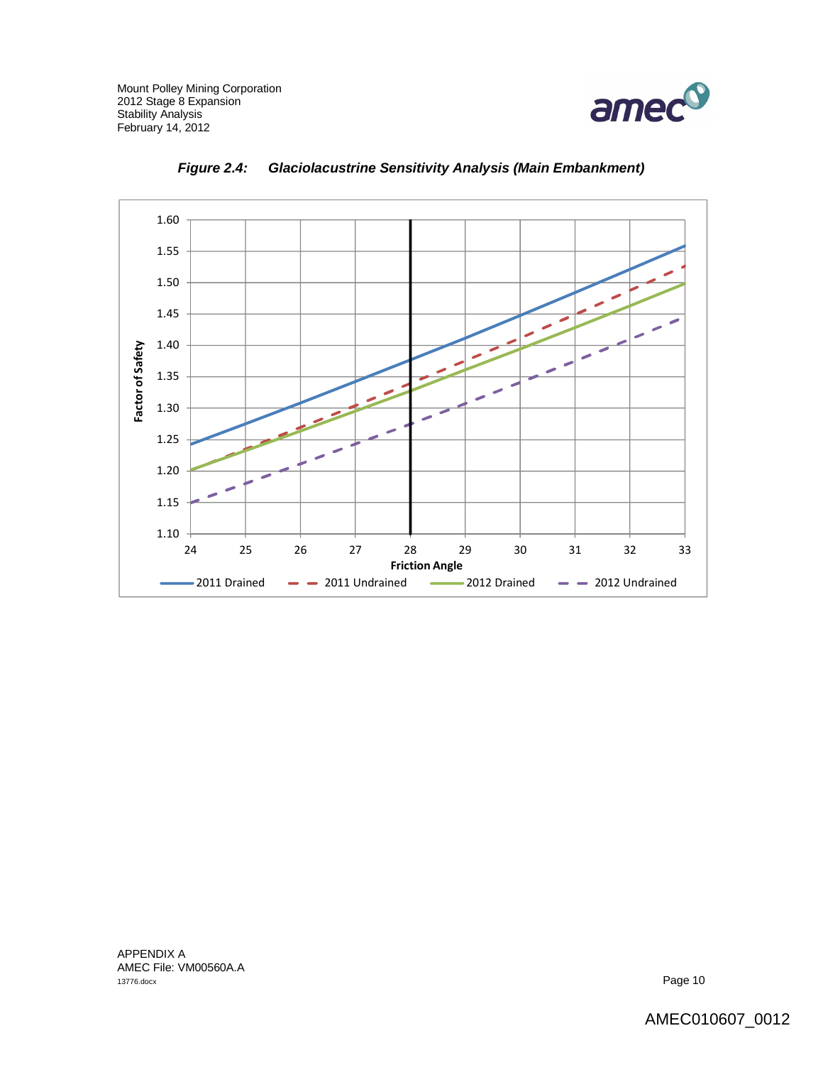*Figure 2.4: Glaciolacustrine Sensitivity Analysis (Main Embankment)*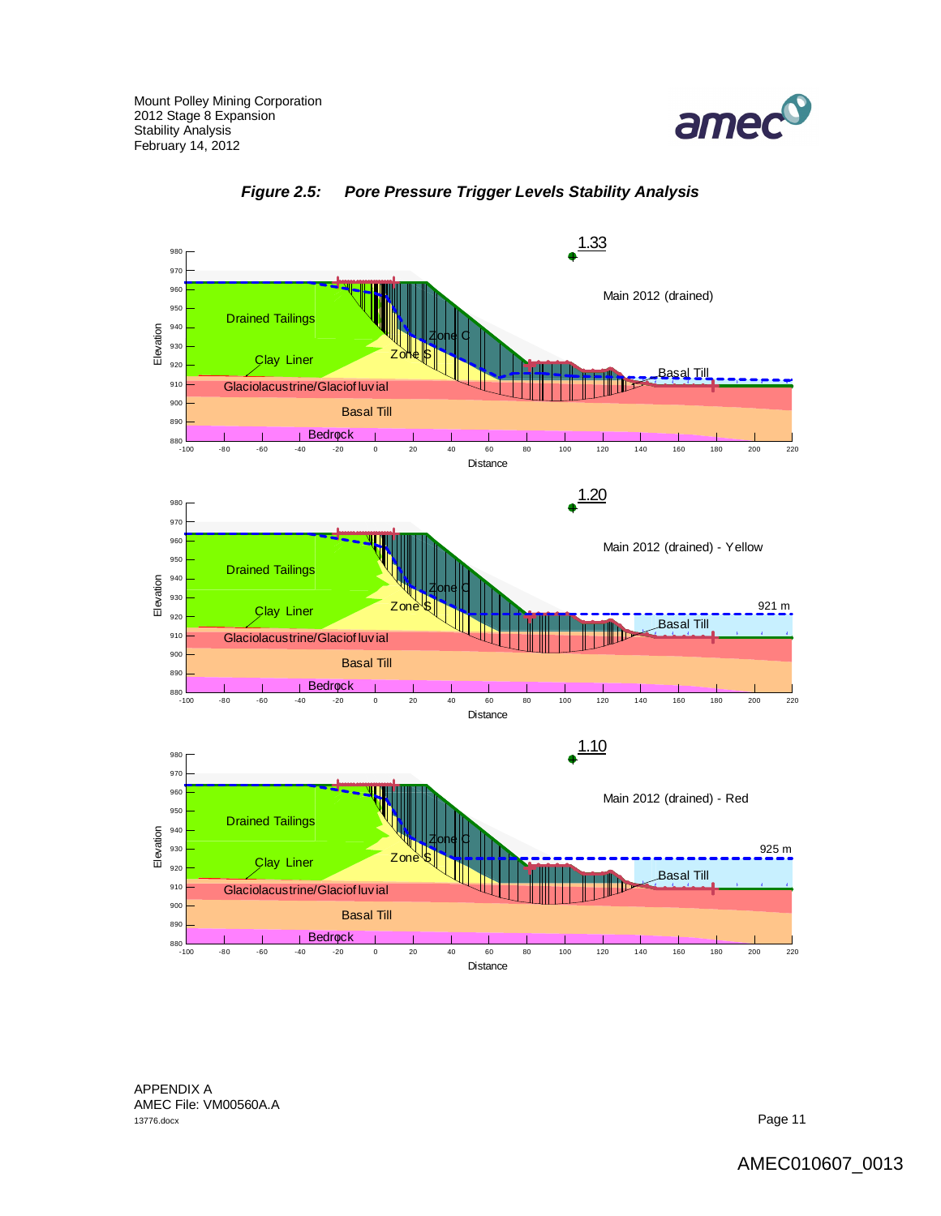*Figure 2.5: Pore Pressure Trigger Levels Stability Analysis*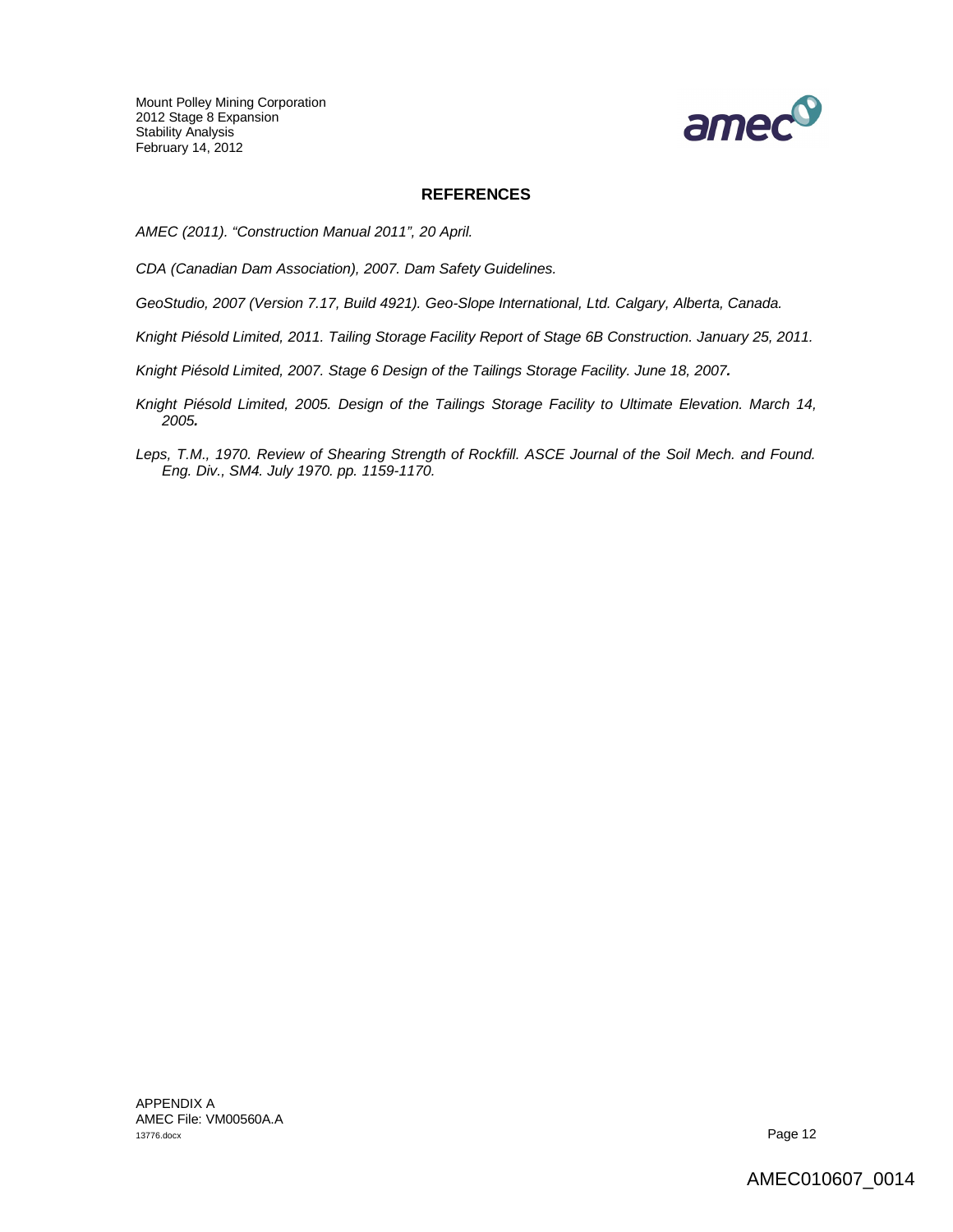## REFERENCES

*AMEC (2011). “Construction Manual 2011”, 20 April.*

*CDA (Canadian Dam Association), 2007. Dam Safety Guidelines.*

*GeoStudio, 2007 (Version 7.17, Build 4921). Geo-Slope International, Ltd. Calgary, Alberta, Canada.*

*Knight Piésold Limited, 2011. Tailing Storage Facility Report of Stage 6B Construction. January 25, 2011.*

*Knight Piésold Limited, 2007. Stage 6 Design of the Tailings Storage Facility. June 18, 2007.*

*Knight Piésold Limited, 2005. Design of the Tailings Storage Facility to Ultimate Elevation. March 14, 2005.*

*Leps, T.M., 1970. Review of Shearing Strength of Rockfill. ASCE Journal of the Soil Mech. and Found. Eng. Div., SM4. July 1970. pp. 1159-1170.*